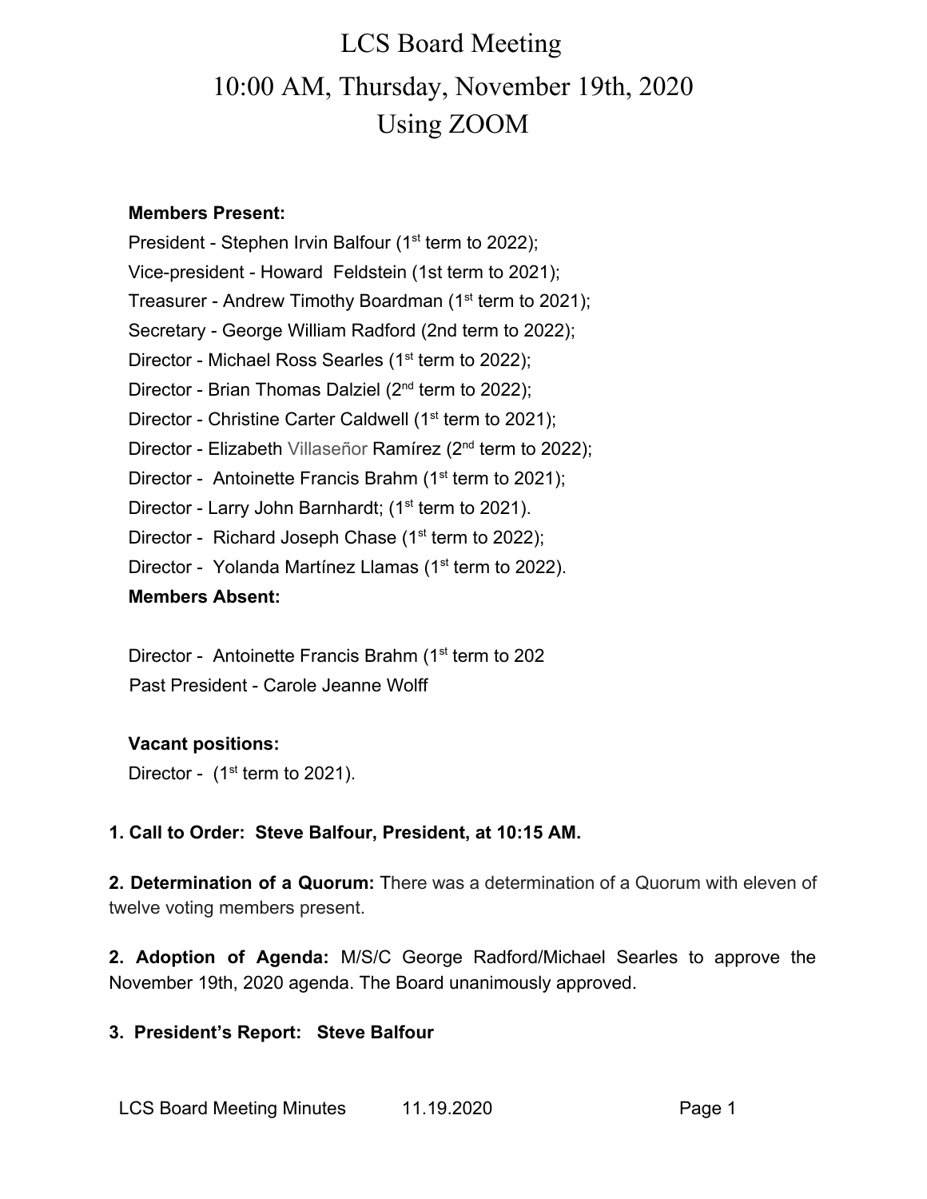// LCS Board Meeting
10:00 AM, Thursday, November 19th, 2020
Using ZOOM

**Members Present:**

President - Stephen Irvin Balfour (1st term to 2022);
Vice-president - Howard Feldstein (1st term to 2021);
Treasurer - Andrew Timothy Boardman (1st term to 2021);
Secretary - George William Radford (2nd term to 2022);
Director - Michael Ross Searles (1st term to 2022);
Director - Brian Thomas Dalziel (2nd term to 2022);
Director - Christine Carter Caldwell (1st term to 2021);
Director - Elizabeth Villaseñor Ramírez (2nd term to 2022);
Director - Antoinette Francis Brahm (1st term to 2021);
Director - Larry John Barnhardt; (1st term to 2021).
Director - Richard Joseph Chase (1st term to 2022);
Director - Yolanda Martínez Llamas (1st term to 2022).

**Members Absent:**

Director - Antoinette Francis Brahm (1st term to 202
Past President - Carole Jeanne Wolff

**Vacant positions:**

Director - (1st term to 2021).

**1. Call to Order: Steve Balfour, President, at 10:15 AM.**

**2. Determination of a Quorum:** There was a determination of a Quorum with eleven of twelve voting members present.

**2. Adoption of Agenda:** M/S/C George Radford/Michael Searles to approve the November 19th, 2020 agenda. The Board unanimously approved.

**3. President's Report: Steve Balfour**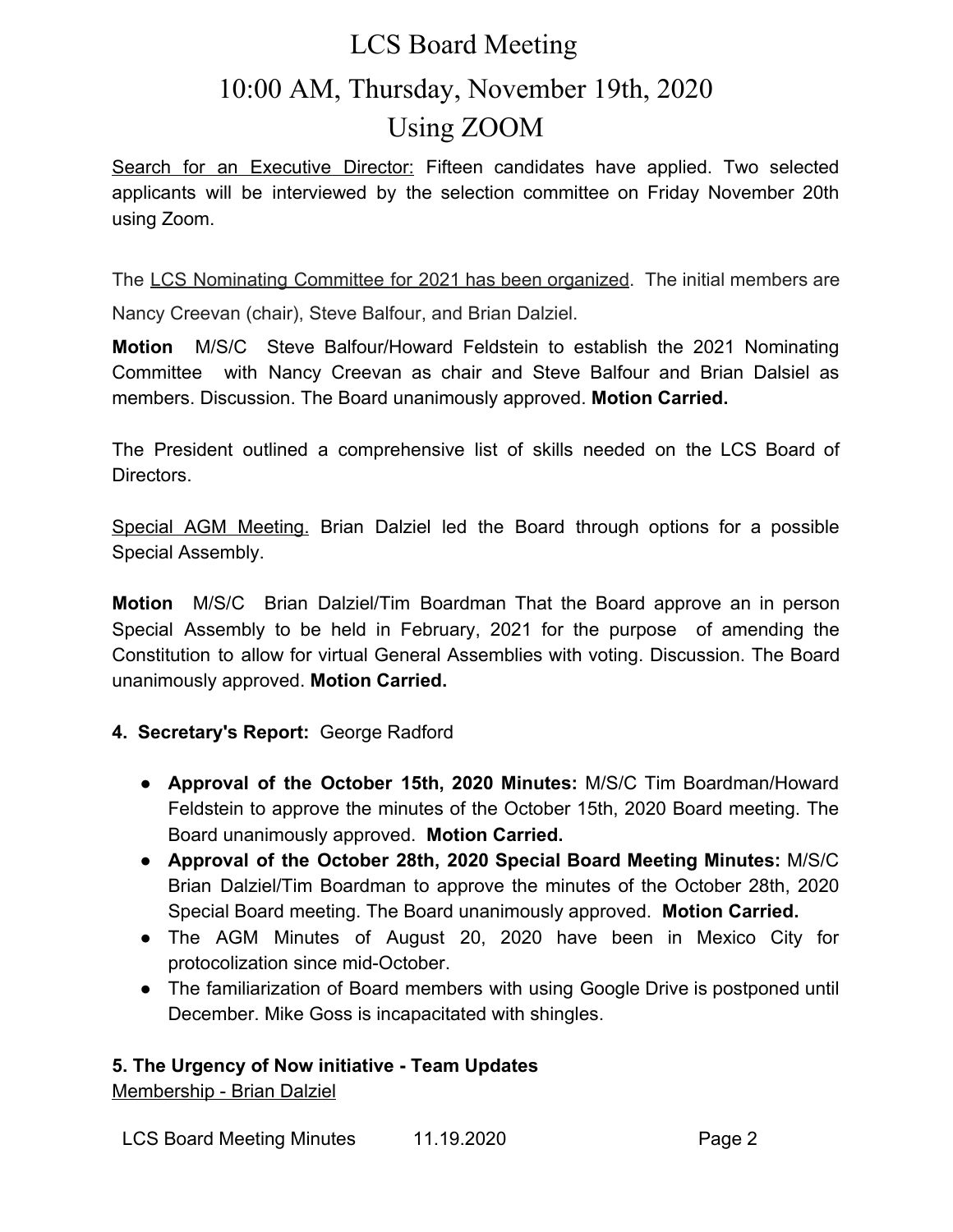# LCS Board Meeting

## 10:00 AM, Thursday, November 19th, 2020

## Using ZOOM

Search for an Executive Director: Fifteen candidates have applied. Two selected applicants will be interviewed by the selection committee on Friday November 20th using Zoom.

The LCS Nominating Committee for 2021 has been organized. The initial members are Nancy Creevan (chair), Steve Balfour, and Brian Dalziel.

**Motion** M/S/C Steve Balfour/Howard Feldstein to establish the 2021 Nominating Committee with Nancy Creevan as chair and Steve Balfour and Brian Dalsiel as members. Discussion. The Board unanimously approved. **Motion Carried.**

The President outlined a comprehensive list of skills needed on the LCS Board of Directors.

Special AGM Meeting. Brian Dalziel led the Board through options for a possible Special Assembly.

**Motion** M/S/C Brian Dalziel/Tim Boardman That the Board approve an in person Special Assembly to be held in February, 2021 for the purpose of amending the Constitution to allow for virtual General Assemblies with voting. Discussion. The Board unanimously approved. **Motion Carried.**

**4. Secretary's Report:** George Radford

- **Approval of the October 15th, 2020 Minutes:** M/S/C Tim Boardman/Howard Feldstein to approve the minutes of the October 15th, 2020 Board meeting. The Board unanimously approved. **Motion Carried.**
- **Approval of the October 28th, 2020 Special Board Meeting Minutes:** M/S/C Brian Dalziel/Tim Boardman to approve the minutes of the October 28th, 2020 Special Board meeting. The Board unanimously approved. **Motion Carried.**
- The AGM Minutes of August 20, 2020 have been in Mexico City for protocolization since mid-October.
- The familiarization of Board members with using Google Drive is postponed until December. Mike Goss is incapacitated with shingles.

**5. The Urgency of Now initiative - Team Updates**

Membership - Brian Dalziel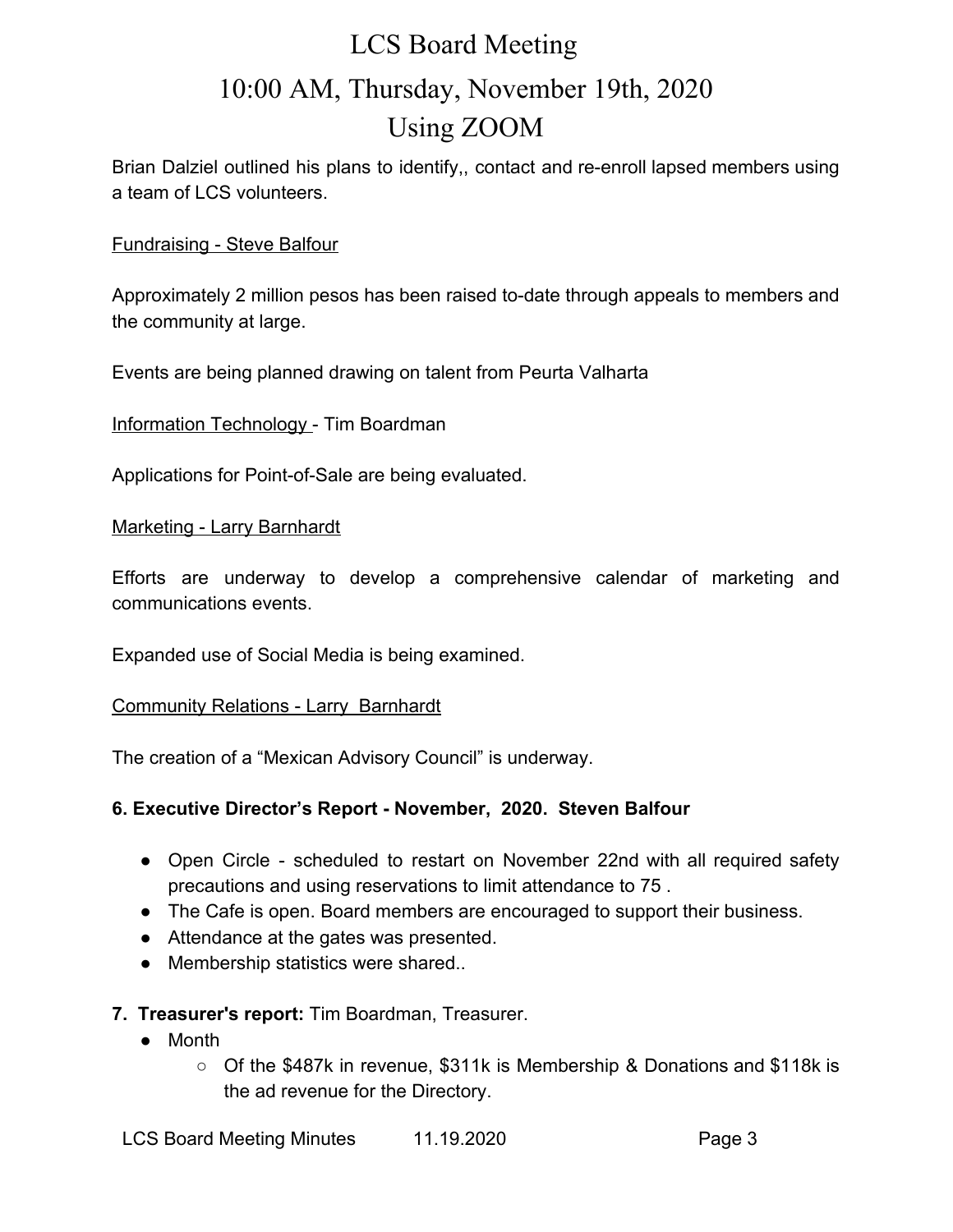Brian Dalziel outlined his plans to identify,, contact and re-enroll lapsed members using a team of LCS volunteers.

Fundraising - Steve Balfour

Approximately 2 million pesos has been raised to-date through appeals to members and the community at large.

Events are being planned drawing on talent from Peurta Valharta

Information Technology - Tim Boardman

Applications for Point-of-Sale are being evaluated.

Marketing - Larry Barnhardt

Efforts are underway to develop a comprehensive calendar of marketing and communications events.

Expanded use of Social Media is being examined.

Community Relations - Larry Barnhardt

The creation of a "Mexican Advisory Council" is underway.

**6. Executive Director's Report - November, 2020. Steven Balfour**

- Open Circle - scheduled to restart on November 22nd with all required safety precautions and using reservations to limit attendance to 75 .
- The Cafe is open. Board members are encouraged to support their business.
- Attendance at the gates was presented.
- Membership statistics were shared..

**7. Treasurer's report:** Tim Boardman, Treasurer.

- Month
  - Of the $487k in revenue, $311k is Membership & Donations and $118k is the ad revenue for the Directory.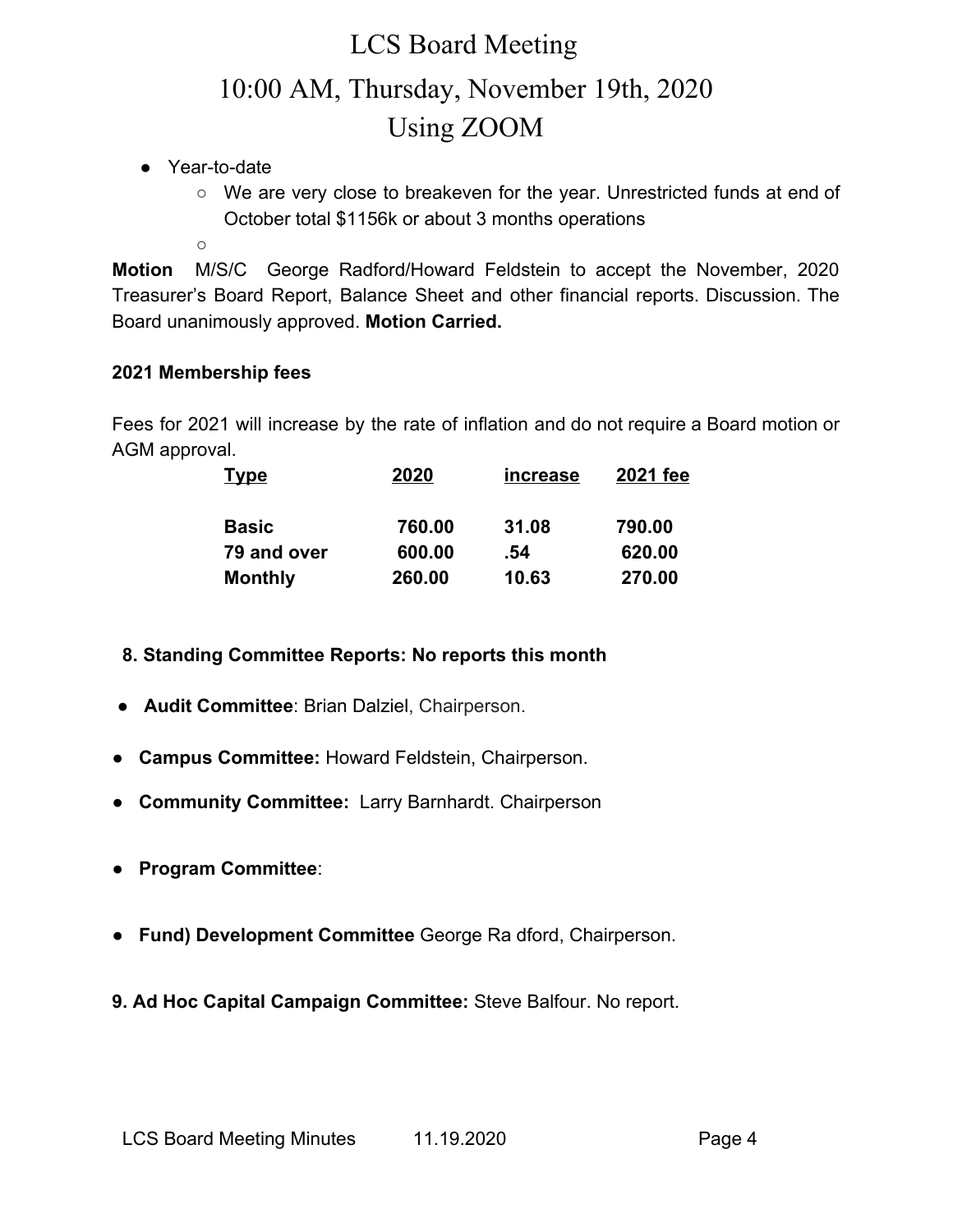- Year-to-date
    - We are very close to breakeven for the year. Unrestricted funds at end of October total $1156k or about 3 months operations
    - 

**Motion** M/S/C George Radford/Howard Feldstein to accept the November, 2020 Treasurer's Board Report, Balance Sheet and other financial reports. Discussion. The Board unanimously approved. **Motion Carried.**

**2021 Membership fees**

Fees for 2021 will increase by the rate of inflation and do not require a Board motion or AGM approval.

| Type | 2020 | increase | 2021 fee |
|---|---|---|---|
| **Basic** | **760.00** | **31.08** | **790.00** |
| **79 and over** | **600.00** | **.54** | **620.00** |
| **Monthly** | **260.00** | **10.63** | **270.00** |

**8. Standing Committee Reports: No reports this month**

- **Audit Committee**: Brian Dalziel, Chairperson.
- **Campus Committee:** Howard Feldstein, Chairperson.
- **Community Committee:** Larry Barnhardt. Chairperson
- **Program Committee**:
- **Fund) Development Committee** George Ra dford, Chairperson.

**9. Ad Hoc Capital Campaign Committee:** Steve Balfour. No report.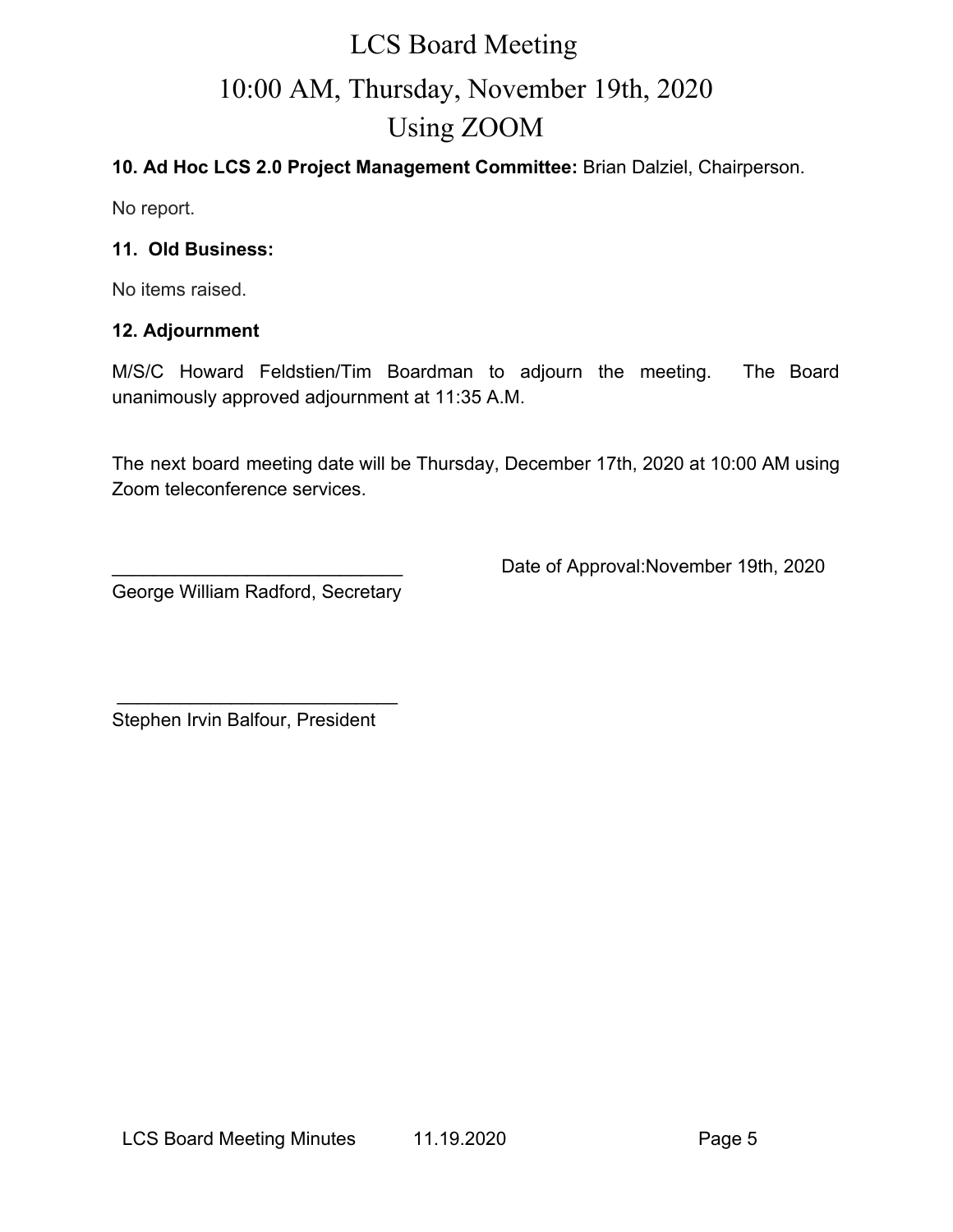# LCS Board Meeting

# 10:00 AM, Thursday, November 19th, 2020

# Using ZOOM

**10. Ad Hoc LCS 2.0 Project Management Committee:** Brian Dalziel, Chairperson.

No report.

**11. Old Business:**

No items raised.

**12. Adjournment**

M/S/C Howard Feldstien/Tim Boardman to adjourn the meeting. The Board unanimously approved adjournment at 11:35 A.M.

The next board meeting date will be Thursday, December 17th, 2020 at 10:00 AM using Zoom teleconference services.

____________________________ Date of Approval:November 19th, 2020

George William Radford, Secretary

____________________________

Stephen Irvin Balfour, President